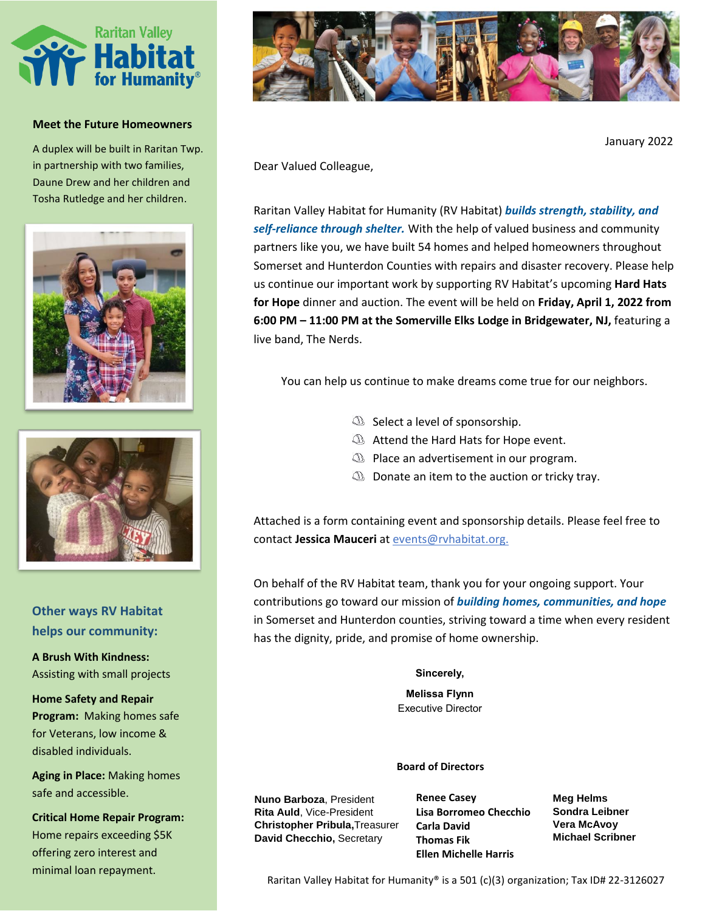Raritan Valley Habitat for Humanity®

## Meet the Future Homeowners

A duplex will be built in Raritan Twp. in partnership with two families, Daune Drew and her children and Tosha Rutledge and her children.

## Other ways RV Habitat helps our community:

**A Brush With Kindness:** Assisting with small projects

**Home Safety and Repair Program:** Making homes safe for Veterans, low income & disabled individuals.

**Aging in Place:** Making homes safe and accessible.

**Critical Home Repair Program:** Home repairs exceeding $5K offering zero interest and minimal loan repayment.

January 2022

Dear Valued Colleague,

Raritan Valley Habitat for Humanity (RV Habitat) ***builds strength, stability, and self-reliance through shelter.*** With the help of valued business and community partners like you, we have built 54 homes and helped homeowners throughout Somerset and Hunterdon Counties with repairs and disaster recovery. Please help us continue our important work by supporting RV Habitat's upcoming **Hard Hats for Hope** dinner and auction. The event will be held on **Friday, April 1, 2022 from 6:00 PM – 11:00 PM at the Somerville Elks Lodge in Bridgewater, NJ,** featuring a live band, The Nerds.

You can help us continue to make dreams come true for our neighbors.

- Select a level of sponsorship.
- Attend the Hard Hats for Hope event.
- Place an advertisement in our program.
- Donate an item to the auction or tricky tray.

Attached is a form containing event and sponsorship details. Please feel free to contact **Jessica Mauceri** at events@rvhabitat.org.

On behalf of the RV Habitat team, thank you for your ongoing support. Your contributions go toward our mission of ***building homes, communities, and hope*** in Somerset and Hunterdon counties, striving toward a time when every resident has the dignity, pride, and promise of home ownership.

**Sincerely,**

**Melissa Flynn**
Executive Director

### Board of Directors

**Nuno Barboza**, President
**Rita Auld**, Vice-President
**Christopher Pribula,** Treasurer
**David Checchio,** Secretary

**Renee Casey**
**Lisa Borromeo Checchio**
**Carla David**
**Thomas Fik**
**Ellen Michelle Harris**

**Meg Helms**
**Sondra Leibner**
**Vera McAvoy**
**Michael Scribner**

Raritan Valley Habitat for Humanity® is a 501 (c)(3) organization; Tax ID# 22-3126027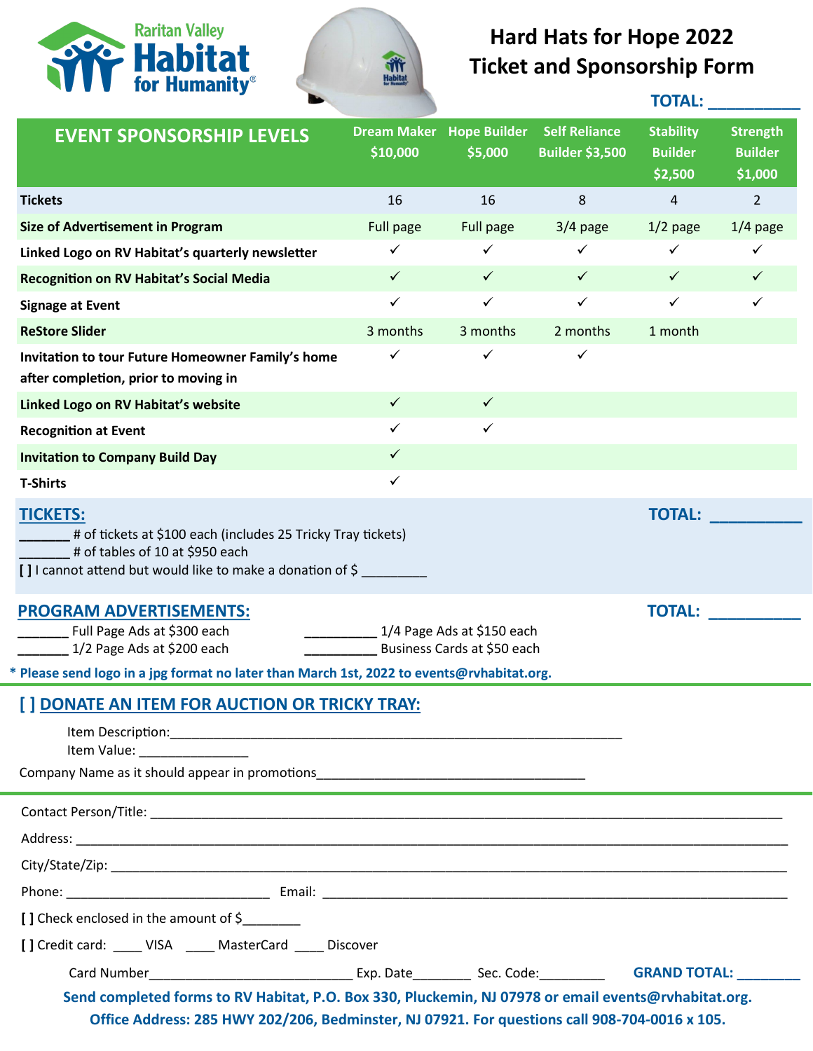Raritan Valley Habitat for Humanity®

# Hard Hats for Hope 2022 Ticket and Sponsorship Form

**TOTAL: __________**

| EVENT SPONSORSHIP LEVELS | Dream Maker $10,000 | Hope Builder $5,000 | Self Reliance Builder $3,500 | Stability Builder $2,500 | Strength Builder $1,000 |
|---|---|---|---|---|---|
| **Tickets** | 16 | 16 | 8 | 4 | 2 |
| **Size of Advertisement in Program** | Full page | Full page | 3/4 page | 1/2 page | 1/4 page |
| **Linked Logo on RV Habitat's quarterly newsletter** | ✓ | ✓ | ✓ | ✓ | ✓ |
| **Recognition on RV Habitat's Social Media** | ✓ | ✓ | ✓ | ✓ | ✓ |
| **Signage at Event** | ✓ | ✓ | ✓ | ✓ | ✓ |
| **ReStore Slider** | 3 months | 3 months | 2 months | 1 month | |
| **Invitation to tour Future Homeowner Family's home after completion, prior to moving in** | ✓ | ✓ | ✓ | | |
| **Linked Logo on RV Habitat's website** | ✓ | ✓ | | | |
| **Recognition at Event** | ✓ | ✓ | | | |
| **Invitation to Company Build Day** | ✓ | | | | |
| **T-Shirts** | ✓ | | | | |

## TICKETS:

**TOTAL: __________**

_______ # of tickets at $100 each (includes 25 Tricky Tray tickets)
_______ # of tables of 10 at $950 each
[ ] I cannot attend but would like to make a donation of $ _________

## PROGRAM ADVERTISEMENTS:

**TOTAL: __________**

_______ Full Page Ads at $300 each
_______ 1/2 Page Ads at $200 each
__________ 1/4 Page Ads at $150 each
__________ Business Cards at $50 each

**\* Please send logo in a jpg format no later than March 1st, 2022 to events@rvhabitat.org.**

## [ ] DONATE AN ITEM FOR AUCTION OR TRICKY TRAY:

Item Description:_________________________________________________________________
Item Value: _______________
Company Name as it should appear in promotions_____________________________________

Contact Person/Title: ______________________________________________________________

Address: _________________________________________________________________________

City/State/Zip: ____________________________________________________________________

Phone: ____________________________ Email: ______________________________________

[ ] Check enclosed in the amount of $________

[ ] Credit card: ____ VISA ____ MasterCard ____ Discover

Card Number____________________________ Exp. Date________ Sec. Code:_________ **GRAND TOTAL: ________**

**Send completed forms to RV Habitat, P.O. Box 330, Pluckemin, NJ 07978 or email events@rvhabitat.org.**
**Office Address: 285 HWY 202/206, Bedminster, NJ 07921. For questions call 908-704-0016 x 105.**